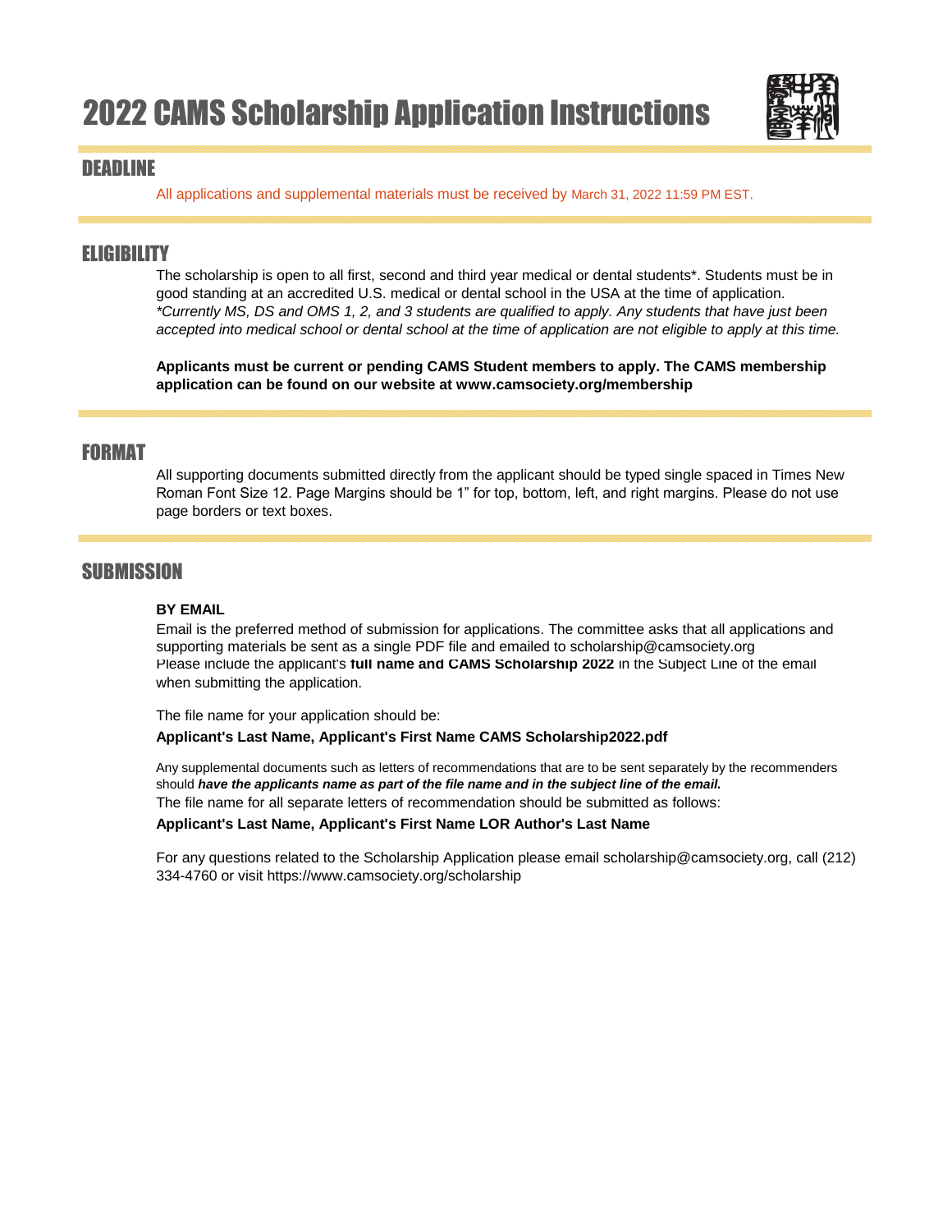# 2022 CAMS Scholarship Application Instructions

## DEADLINE

All applications and supplemental materials must be received by March 31, 2022 11:59 PM EST.

## ELIGIBILITY

The scholarship is open to all first, second and third year medical or dental students*. Students must be in good standing at an accredited U.S. medical or dental school in the USA at the time of application. *\*Currently MS, DS and OMS 1, 2, and 3 students are qualified to apply. Any students that have just been accepted into medical school or dental school at the time of application are not eligible to apply at this time.*

**Applicants must be current or pending CAMS Student members to apply. The CAMS membership application can be found on our website at www.camsociety.org/membership**

## FORMAT

All supporting documents submitted directly from the applicant should be typed single spaced in Times New Roman Font Size 12. Page Margins should be 1" for top, bottom, left, and right margins. Please do not use page borders or text boxes.

## SUBMISSION

**BY EMAIL**

Email is the preferred method of submission for applications. The committee asks that all applications and supporting materials be sent as a single PDF file and emailed to scholarship@camsociety.org Please include the applicant's **full name and CAMS Scholarship 2022** in the Subject Line of the email when submitting the application.

The file name for your application should be:

**Applicant's Last Name, Applicant's First Name CAMS Scholarship2022.pdf**

Any supplemental documents such as letters of recommendations that are to be sent separately by the recommenders should ***have the applicants name as part of the file name and in the subject line of the email.*** The file name for all separate letters of recommendation should be submitted as follows:

**Applicant's Last Name, Applicant's First Name LOR Author's Last Name**

For any questions related to the Scholarship Application please email scholarship@camsociety.org, call (212) 334-4760 or visit https://www.camsociety.org/scholarship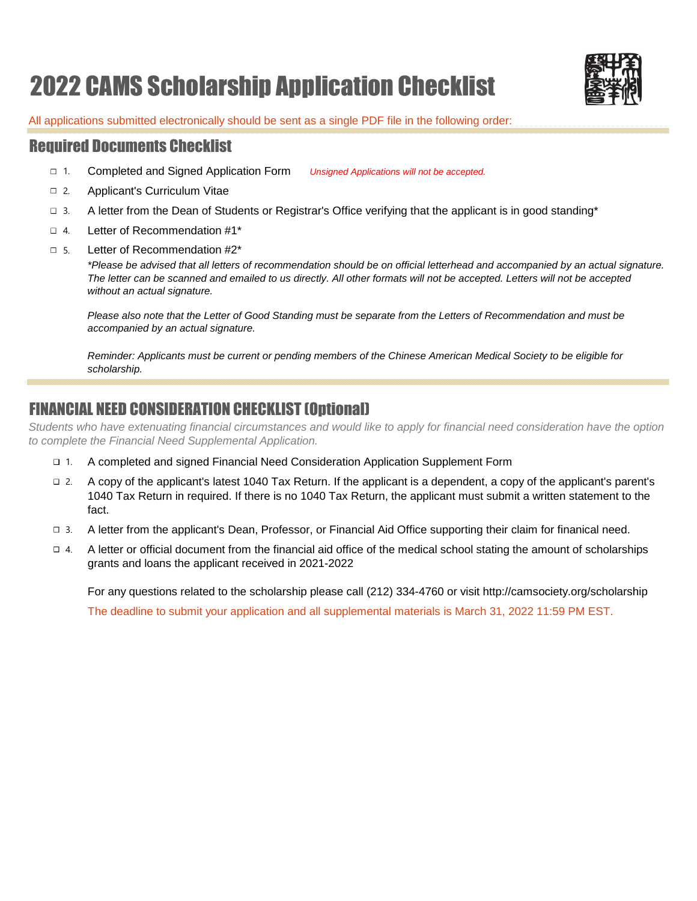# 2022 CAMS Scholarship Application Checklist

All applications submitted electronically should be sent as a single PDF file in the following order:

## Required Documents Checklist

- ☐ 1. Completed and Signed Application Form *Unsigned Applications will not be accepted.*
- ☐ 2. Applicant's Curriculum Vitae
- ☐ 3. A letter from the Dean of Students or Registrar's Office verifying that the applicant is in good standing*
- ☐ 4. Letter of Recommendation #1*
- ☐ 5. Letter of Recommendation #2*

*\*Please be advised that all letters of recommendation should be on official letterhead and accompanied by an actual signature. The letter can be scanned and emailed to us directly. All other formats will not be accepted. Letters will not be accepted without an actual signature.*

*Please also note that the Letter of Good Standing must be separate from the Letters of Recommendation and must be accompanied by an actual signature.*

*Reminder: Applicants must be current or pending members of the Chinese American Medical Society to be eligible for scholarship.*

## FINANCIAL NEED CONSIDERATION CHECKLIST (Optional)

*Students who have extenuating financial circumstances and would like to apply for financial need consideration have the option to complete the Financial Need Supplemental Application.*

- ☐ 1. A completed and signed Financial Need Consideration Application Supplement Form
- ☐ 2. A copy of the applicant's latest 1040 Tax Return. If the applicant is a dependent, a copy of the applicant's parent's 1040 Tax Return in required. If there is no 1040 Tax Return, the applicant must submit a written statement to the fact.
- ☐ 3. A letter from the applicant's Dean, Professor, or Financial Aid Office supporting their claim for finanical need.
- ☐ 4. A letter or official document from the financial aid office of the medical school stating the amount of scholarships grants and loans the applicant received in 2021-2022

For any questions related to the scholarship please call (212) 334-4760 or visit http://camsociety.org/scholarship

The deadline to submit your application and all supplemental materials is March 31, 2022 11:59 PM EST.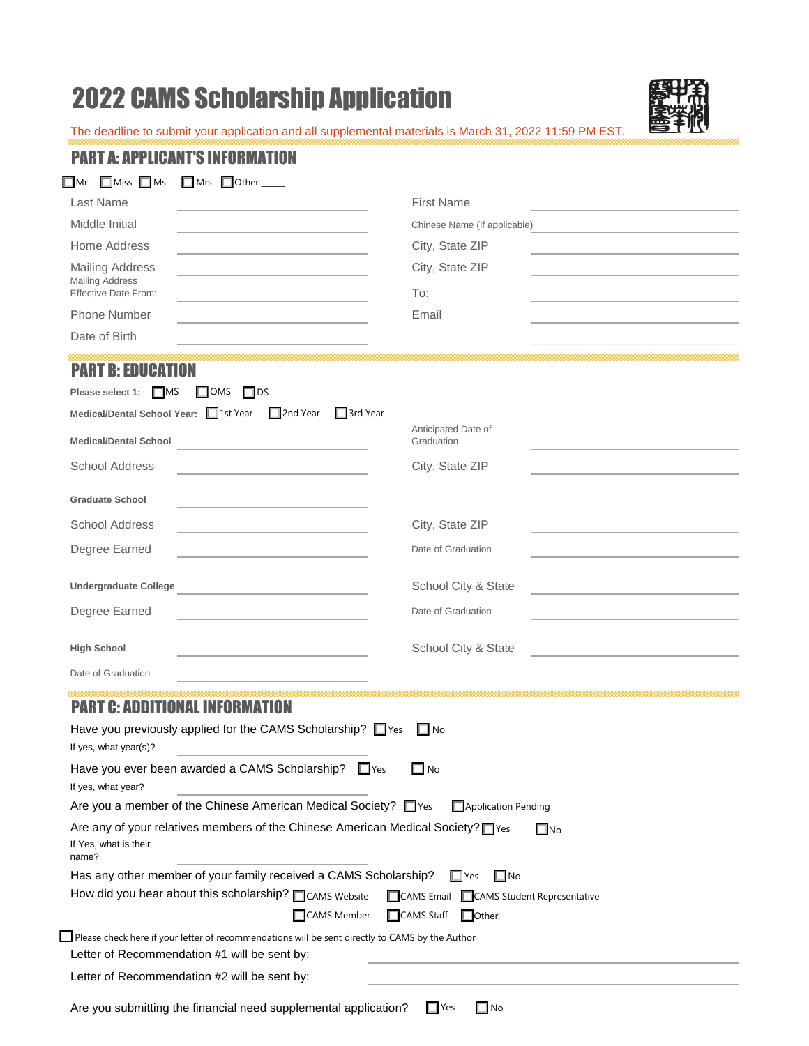# 2022 CAMS Scholarship Application

The deadline to submit your application and all supplemental materials is March 31, 2022 11:59 PM EST.

## PART A: APPLICANT'S INFORMATION

☐ Mr. ☐ Miss ☐ Ms. ☐ Mrs. ☐ Other _____

| | | | |
|---|---|---|---|
| Last Name | | First Name | |
| Middle Initial | | Chinese Name (If applicable) | |
| Home Address | | City, State ZIP | |
| Mailing Address | | City, State ZIP | |
| Mailing Address Effective Date From: | | To: | |
| Phone Number | | Email | |
| Date of Birth | | | |

## PART B: EDUCATION

**Please select 1:** ☐ MS ☐ OMS ☐ DS

**Medical/Dental School Year:** ☐ 1st Year ☐ 2nd Year ☐ 3rd Year

| | | | |
|---|---|---|---|
| **Medical/Dental School** | | Anticipated Date of Graduation | |
| School Address | | City, State ZIP | |
| **Graduate School** | | | |
| School Address | | City, State ZIP | |
| Degree Earned | | Date of Graduation | |
| **Undergraduate College** | | School City & State | |
| Degree Earned | | Date of Graduation | |
| **High School** | | School City & State | |
| Date of Graduation | | | |

## PART C: ADDITIONAL INFORMATION

Have you previously applied for the CAMS Scholarship? ☐ Yes ☐ No

If yes, what year(s)? ____________

Have you ever been awarded a CAMS Scholarship? ☐ Yes ☐ No

If yes, what year? ____________

Are you a member of the Chinese American Medical Society? ☐ Yes ☐ Application Pending

Are any of your relatives members of the Chinese American Medical Society? ☐ Yes ☐ No

If Yes, what is their name? ____________

Has any other member of your family received a CAMS Scholarship? ☐ Yes ☐ No

How did you hear about this scholarship? ☐ CAMS Website ☐ CAMS Email ☐ CAMS Student Representative ☐ CAMS Member ☐ CAMS Staff ☐ Other:

☐ Please check here if your letter of recommendations will be sent directly to CAMS by the Author

Letter of Recommendation #1 will be sent by: ____________

Letter of Recommendation #2 will be sent by: ____________

Are you submitting the financial need supplemental application? ☐ Yes ☐ No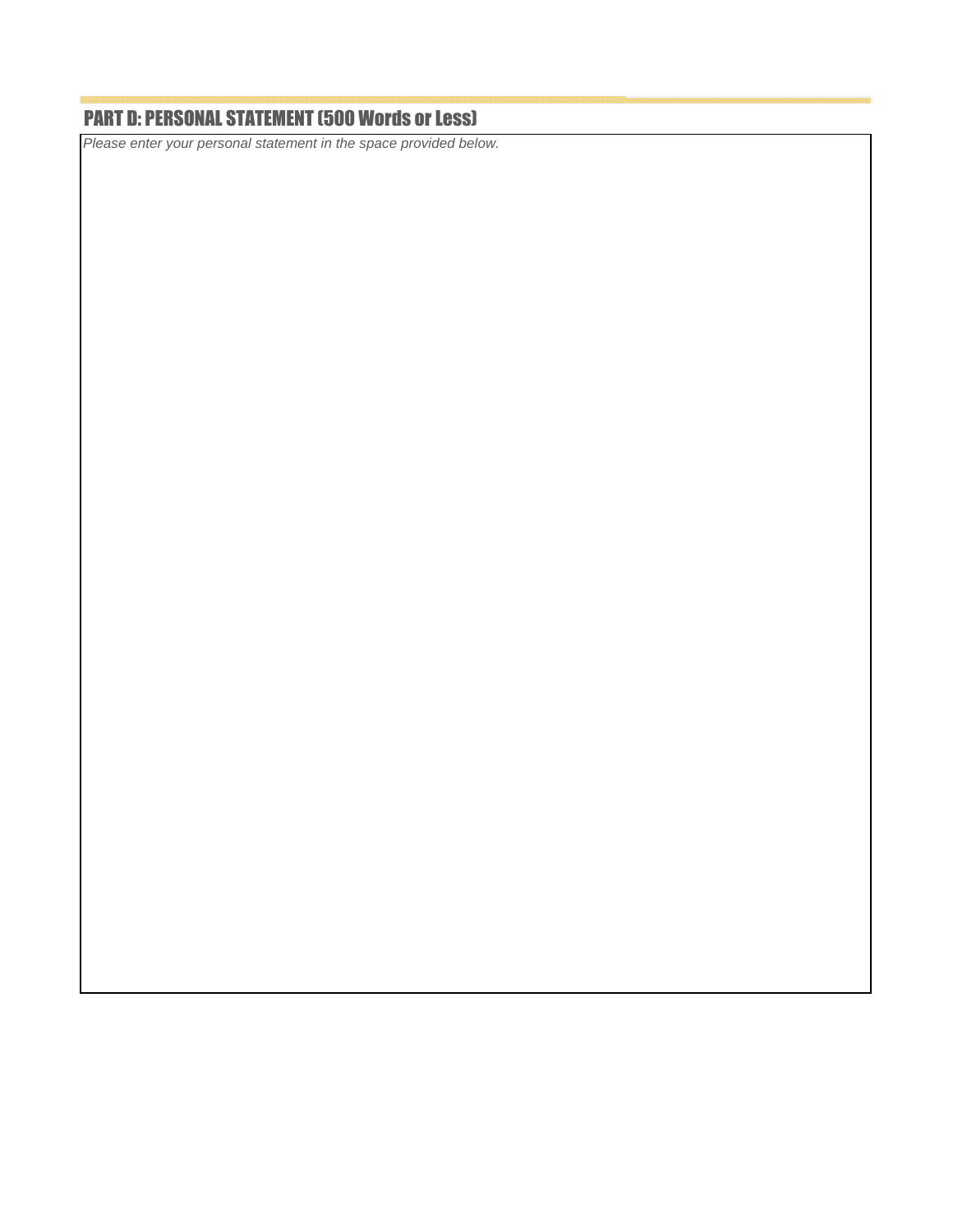## PART D: PERSONAL STATEMENT (500 Words or Less)

*Please enter your personal statement in the space provided below.*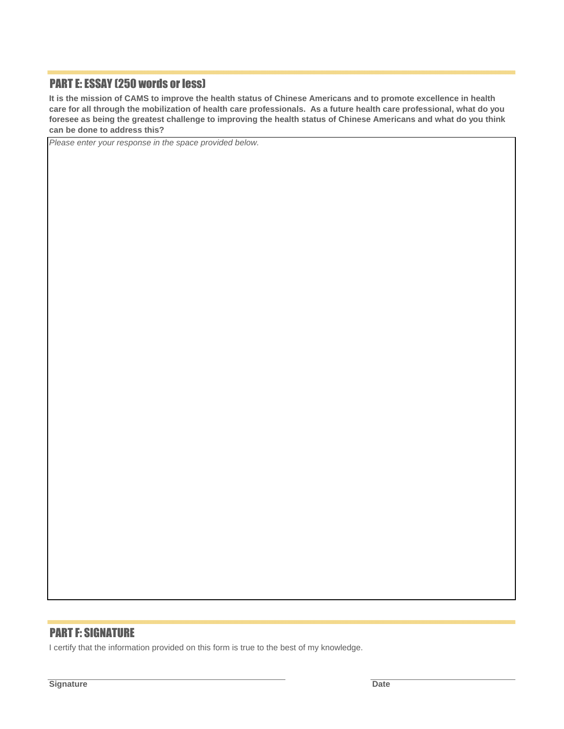## PART E: ESSAY (250 words or less)

**It is the mission of CAMS to improve the health status of Chinese Americans and to promote excellence in health care for all through the mobilization of health care professionals. As a future health care professional, what do you foresee as being the greatest challenge to improving the health status of Chinese Americans and what do you think can be done to address this?**

*Please enter your response in the space provided below.*

## PART F: SIGNATURE

I certify that the information provided on this form is true to the best of my knowledge.

**Signature** ______________________________ **Date** ______________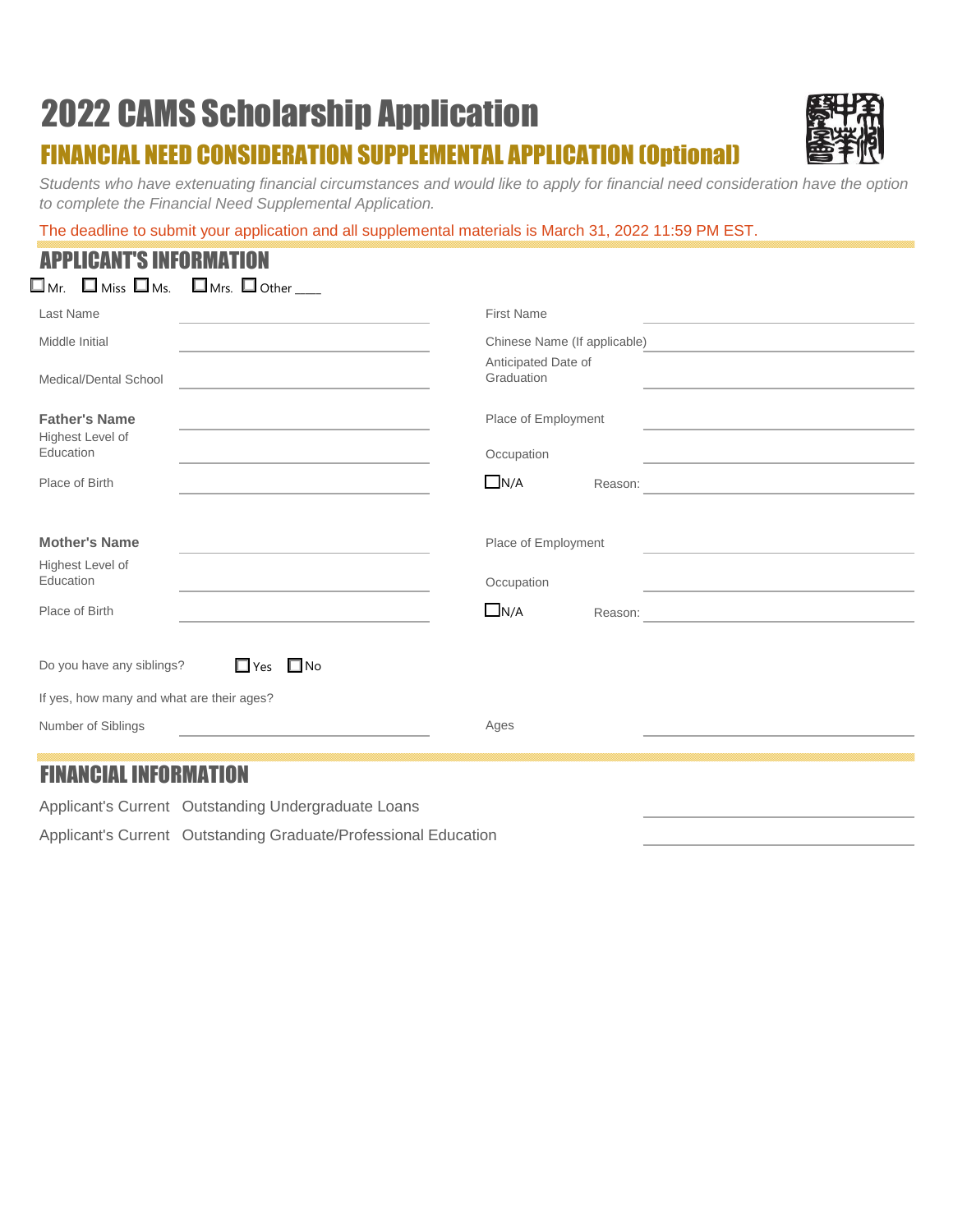# 2022 CAMS Scholarship Application

## FINANCIAL NEED CONSIDERATION SUPPLEMENTAL APPLICATION (Optional)

*Students who have extenuating financial circumstances and would like to apply for financial need consideration have the option to complete the Financial Need Supplemental Application.*

The deadline to submit your application and all supplemental materials is March 31, 2022 11:59 PM EST.

## APPLICANT'S INFORMATION

☐ Mr. ☐ Miss ☐ Ms. ☐ Mrs. ☐ Other ____

Last Name ______________________ First Name ______________________

Middle Initial ______________________ Chinese Name (If applicable) ______________________

Medical/Dental School ______________________ Anticipated Date of Graduation ______________________

**Father's Name** ______________________ Place of Employment ______________________

Highest Level of Education ______________________ Occupation ______________________

Place of Birth ______________________ ☐ N/A Reason: ______________________

**Mother's Name** ______________________ Place of Employment ______________________

Highest Level of Education ______________________ Occupation ______________________

Place of Birth ______________________ ☐ N/A Reason: ______________________

Do you have any siblings? ☐ Yes ☐ No

If yes, how many and what are their ages?

Number of Siblings ______________________ Ages ______________________

## FINANCIAL INFORMATION

Applicant's Current Outstanding Undergraduate Loans ______________________

Applicant's Current Outstanding Graduate/Professional Education ______________________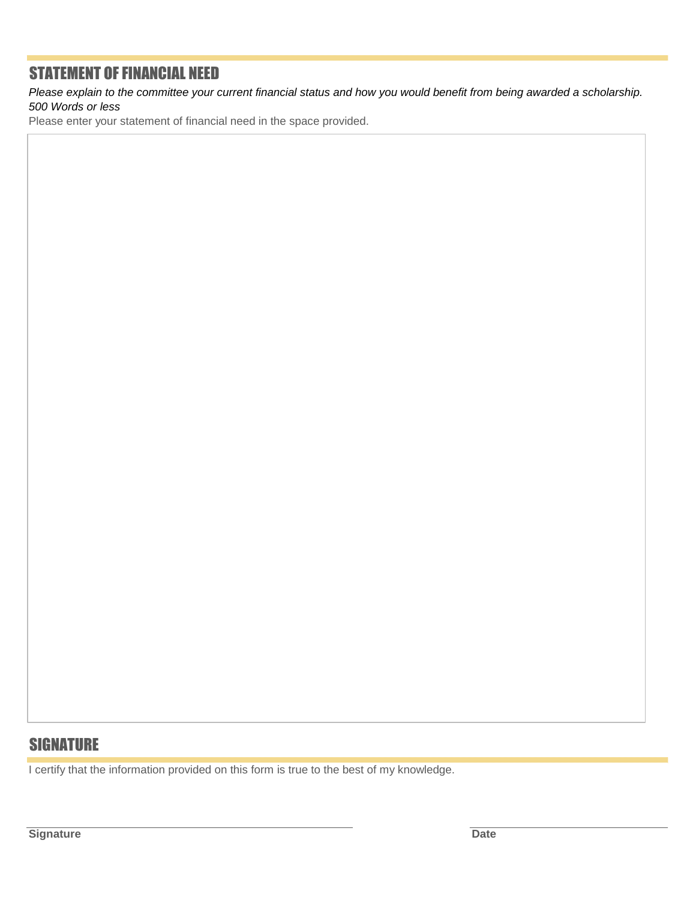## STATEMENT OF FINANCIAL NEED

*Please explain to the committee your current financial status and how you would benefit from being awarded a scholarship. 500 Words or less*

Please enter your statement of financial need in the space provided.

## SIGNATURE

I certify that the information provided on this form is true to the best of my knowledge.

**Signature**

**Date**